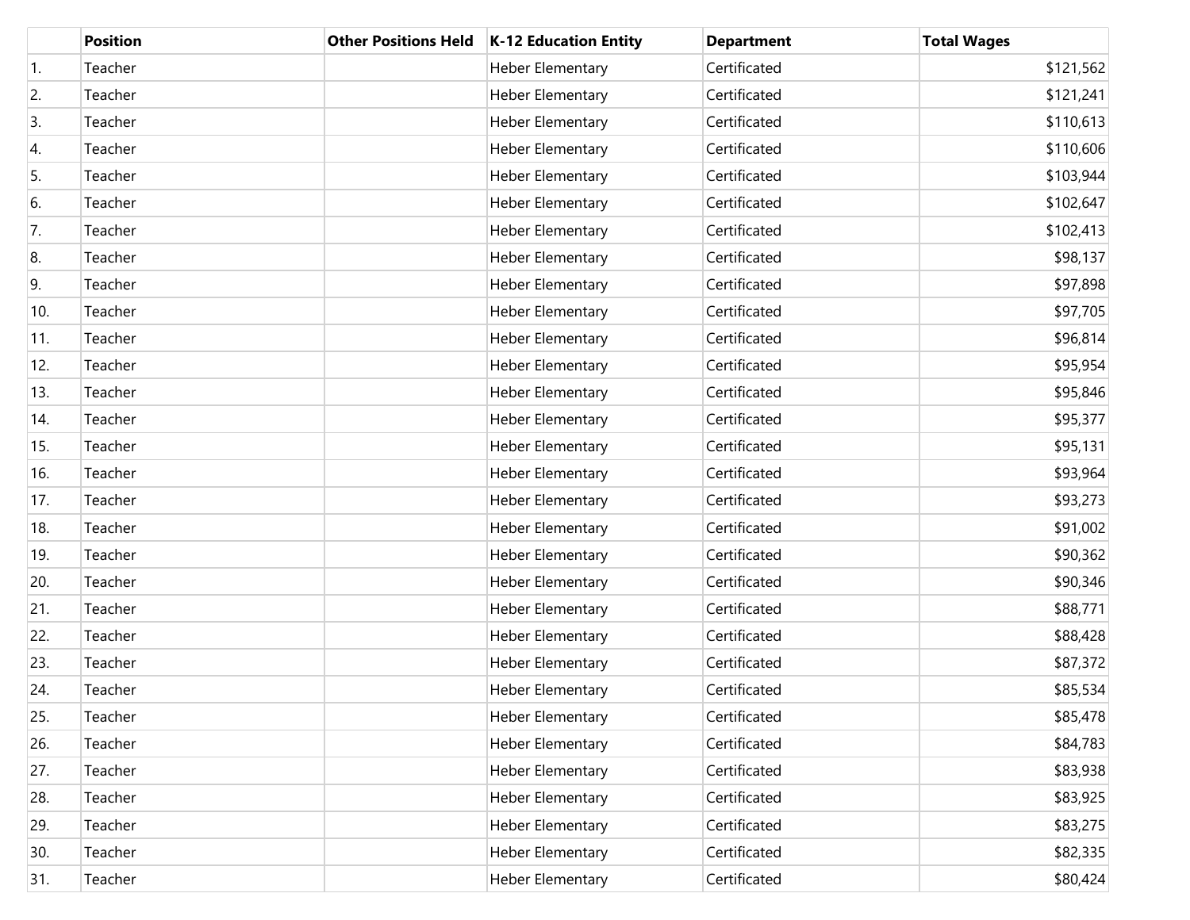| | Position | Other Positions Held | K-12 Education Entity | Department | Total Wages |
|---|---|---|---|---|---|
| 1. | Teacher | | Heber Elementary | Certificated | $121,562 |
| 2. | Teacher | | Heber Elementary | Certificated | $121,241 |
| 3. | Teacher | | Heber Elementary | Certificated | $110,613 |
| 4. | Teacher | | Heber Elementary | Certificated | $110,606 |
| 5. | Teacher | | Heber Elementary | Certificated | $103,944 |
| 6. | Teacher | | Heber Elementary | Certificated | $102,647 |
| 7. | Teacher | | Heber Elementary | Certificated | $102,413 |
| 8. | Teacher | | Heber Elementary | Certificated | $98,137 |
| 9. | Teacher | | Heber Elementary | Certificated | $97,898 |
| 10. | Teacher | | Heber Elementary | Certificated | $97,705 |
| 11. | Teacher | | Heber Elementary | Certificated | $96,814 |
| 12. | Teacher | | Heber Elementary | Certificated | $95,954 |
| 13. | Teacher | | Heber Elementary | Certificated | $95,846 |
| 14. | Teacher | | Heber Elementary | Certificated | $95,377 |
| 15. | Teacher | | Heber Elementary | Certificated | $95,131 |
| 16. | Teacher | | Heber Elementary | Certificated | $93,964 |
| 17. | Teacher | | Heber Elementary | Certificated | $93,273 |
| 18. | Teacher | | Heber Elementary | Certificated | $91,002 |
| 19. | Teacher | | Heber Elementary | Certificated | $90,362 |
| 20. | Teacher | | Heber Elementary | Certificated | $90,346 |
| 21. | Teacher | | Heber Elementary | Certificated | $88,771 |
| 22. | Teacher | | Heber Elementary | Certificated | $88,428 |
| 23. | Teacher | | Heber Elementary | Certificated | $87,372 |
| 24. | Teacher | | Heber Elementary | Certificated | $85,534 |
| 25. | Teacher | | Heber Elementary | Certificated | $85,478 |
| 26. | Teacher | | Heber Elementary | Certificated | $84,783 |
| 27. | Teacher | | Heber Elementary | Certificated | $83,938 |
| 28. | Teacher | | Heber Elementary | Certificated | $83,925 |
| 29. | Teacher | | Heber Elementary | Certificated | $83,275 |
| 30. | Teacher | | Heber Elementary | Certificated | $82,335 |
| 31. | Teacher | | Heber Elementary | Certificated | $80,424 |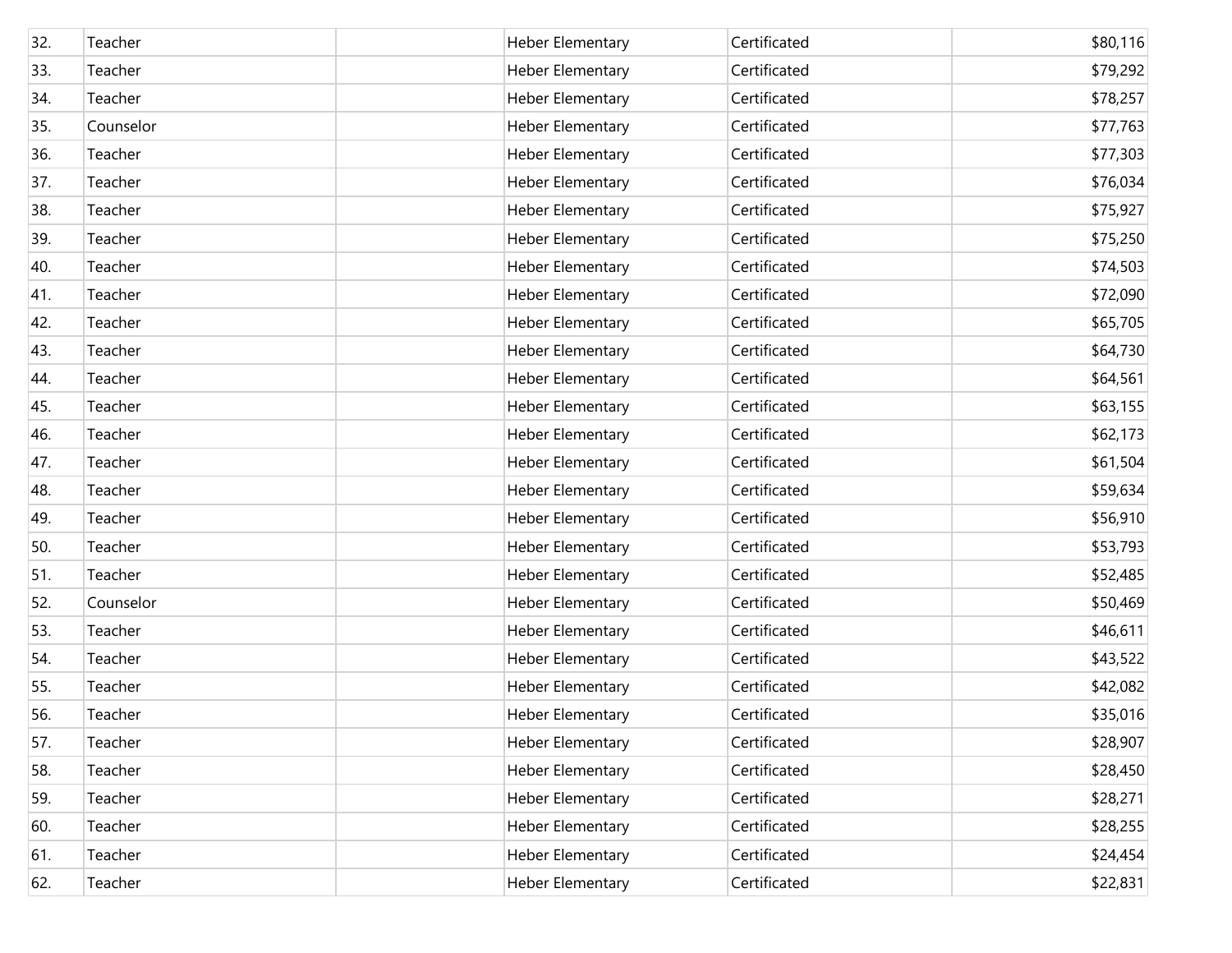| | | | | | |
|---|---|---|---|---|---|
| 32. | Teacher | | Heber Elementary | Certificated | $80,116 |
| 33. | Teacher | | Heber Elementary | Certificated | $79,292 |
| 34. | Teacher | | Heber Elementary | Certificated | $78,257 |
| 35. | Counselor | | Heber Elementary | Certificated | $77,763 |
| 36. | Teacher | | Heber Elementary | Certificated | $77,303 |
| 37. | Teacher | | Heber Elementary | Certificated | $76,034 |
| 38. | Teacher | | Heber Elementary | Certificated | $75,927 |
| 39. | Teacher | | Heber Elementary | Certificated | $75,250 |
| 40. | Teacher | | Heber Elementary | Certificated | $74,503 |
| 41. | Teacher | | Heber Elementary | Certificated | $72,090 |
| 42. | Teacher | | Heber Elementary | Certificated | $65,705 |
| 43. | Teacher | | Heber Elementary | Certificated | $64,730 |
| 44. | Teacher | | Heber Elementary | Certificated | $64,561 |
| 45. | Teacher | | Heber Elementary | Certificated | $63,155 |
| 46. | Teacher | | Heber Elementary | Certificated | $62,173 |
| 47. | Teacher | | Heber Elementary | Certificated | $61,504 |
| 48. | Teacher | | Heber Elementary | Certificated | $59,634 |
| 49. | Teacher | | Heber Elementary | Certificated | $56,910 |
| 50. | Teacher | | Heber Elementary | Certificated | $53,793 |
| 51. | Teacher | | Heber Elementary | Certificated | $52,485 |
| 52. | Counselor | | Heber Elementary | Certificated | $50,469 |
| 53. | Teacher | | Heber Elementary | Certificated | $46,611 |
| 54. | Teacher | | Heber Elementary | Certificated | $43,522 |
| 55. | Teacher | | Heber Elementary | Certificated | $42,082 |
| 56. | Teacher | | Heber Elementary | Certificated | $35,016 |
| 57. | Teacher | | Heber Elementary | Certificated | $28,907 |
| 58. | Teacher | | Heber Elementary | Certificated | $28,450 |
| 59. | Teacher | | Heber Elementary | Certificated | $28,271 |
| 60. | Teacher | | Heber Elementary | Certificated | $28,255 |
| 61. | Teacher | | Heber Elementary | Certificated | $24,454 |
| 62. | Teacher | | Heber Elementary | Certificated | $22,831 |